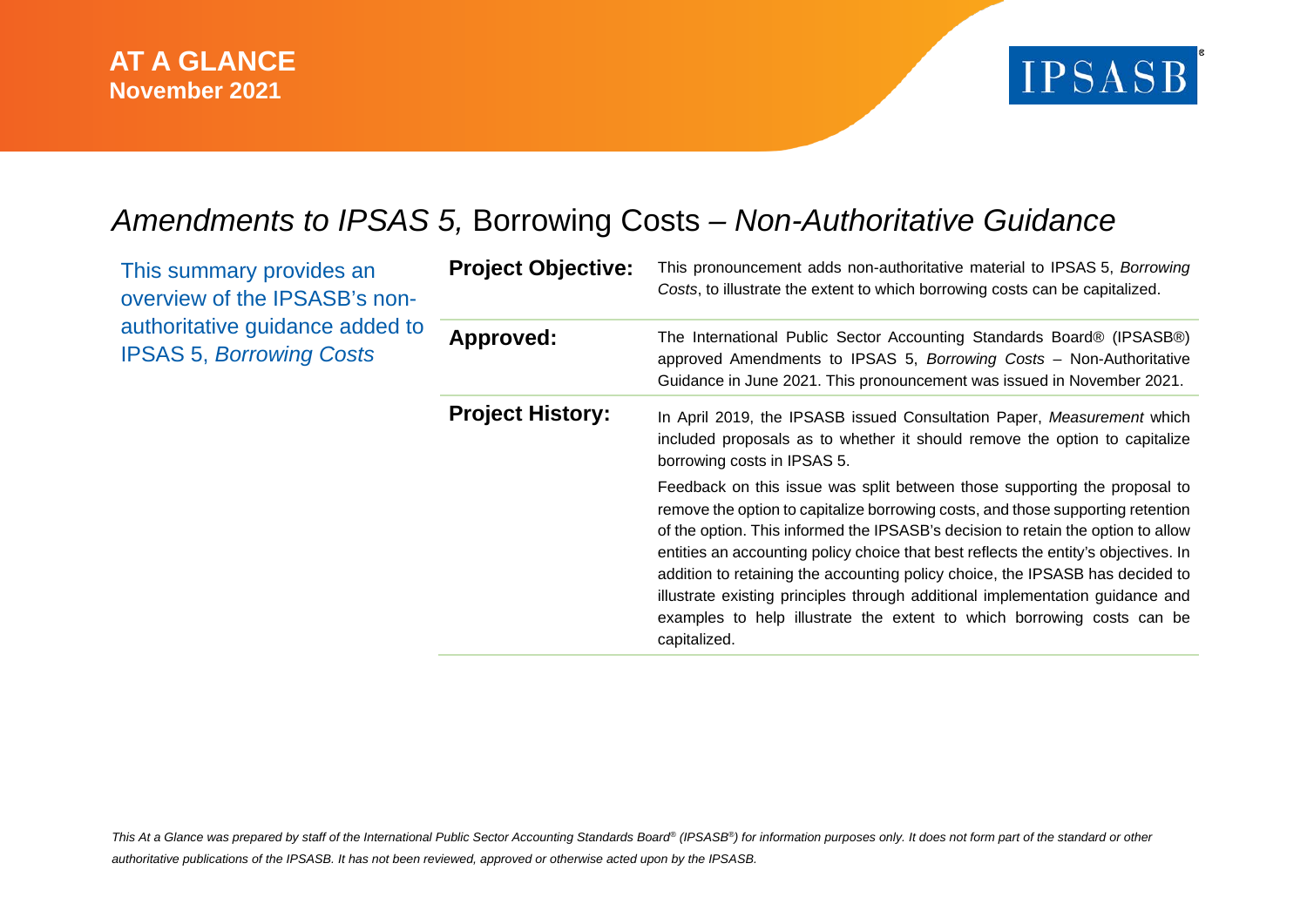**AT A GLANCE**
**November 2021**

IPSASB®

# *Amendments to IPSAS 5,* Borrowing Costs – *Non-Authoritative Guidance*

This summary provides an overview of the IPSASB's non-authoritative guidance added to IPSAS 5, *Borrowing Costs*

**Project Objective:** This pronouncement adds non-authoritative material to IPSAS 5, *Borrowing Costs*, to illustrate the extent to which borrowing costs can be capitalized.

**Approved:** The International Public Sector Accounting Standards Board® (IPSASB®) approved Amendments to IPSAS 5, *Borrowing Costs* – Non-Authoritative Guidance in June 2021. This pronouncement was issued in November 2021.

**Project History:** In April 2019, the IPSASB issued Consultation Paper, *Measurement* which included proposals as to whether it should remove the option to capitalize borrowing costs in IPSAS 5.

Feedback on this issue was split between those supporting the proposal to remove the option to capitalize borrowing costs, and those supporting retention of the option. This informed the IPSASB's decision to retain the option to allow entities an accounting policy choice that best reflects the entity's objectives. In addition to retaining the accounting policy choice, the IPSASB has decided to illustrate existing principles through additional implementation guidance and examples to help illustrate the extent to which borrowing costs can be capitalized.

*This At a Glance was prepared by staff of the International Public Sector Accounting Standards Board® (IPSASB®) for information purposes only. It does not form part of the standard or other authoritative publications of the IPSASB. It has not been reviewed, approved or otherwise acted upon by the IPSASB.*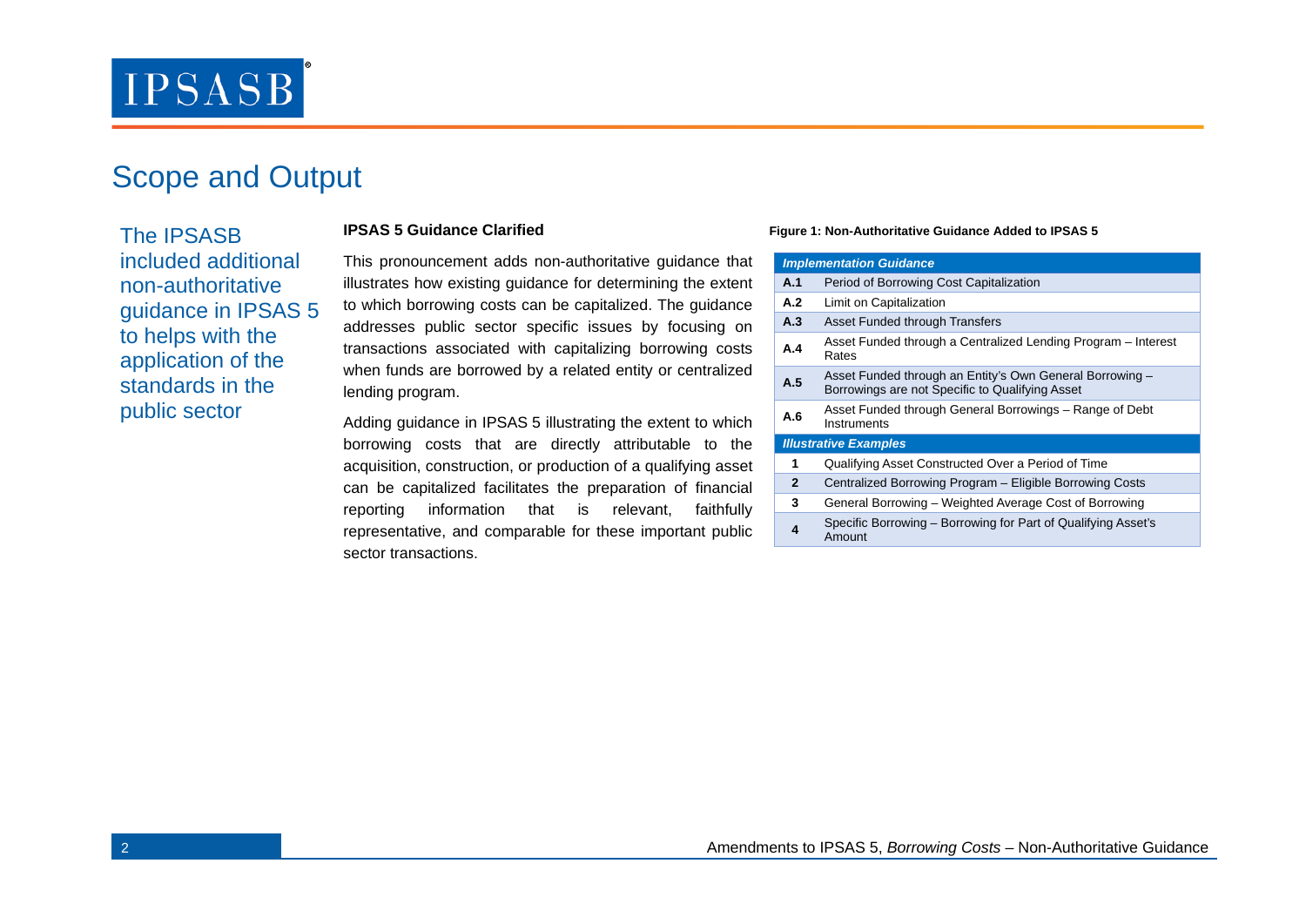## Scope and Output

The IPSASB included additional non-authoritative guidance in IPSAS 5 to helps with the application of the standards in the public sector

**IPSAS 5 Guidance Clarified**

This pronouncement adds non-authoritative guidance that illustrates how existing guidance for determining the extent to which borrowing costs can be capitalized. The guidance addresses public sector specific issues by focusing on transactions associated with capitalizing borrowing costs when funds are borrowed by a related entity or centralized lending program.

Adding guidance in IPSAS 5 illustrating the extent to which borrowing costs that are directly attributable to the acquisition, construction, or production of a qualifying asset can be capitalized facilitates the preparation of financial reporting information that is relevant, faithfully representative, and comparable for these important public sector transactions.

**Figure 1: Non-Authoritative Guidance Added to IPSAS 5**

| *Implementation Guidance* | |
|---|---|
| **A.1** | Period of Borrowing Cost Capitalization |
| **A.2** | Limit on Capitalization |
| **A.3** | Asset Funded through Transfers |
| **A.4** | Asset Funded through a Centralized Lending Program – Interest Rates |
| **A.5** | Asset Funded through an Entity's Own General Borrowing – Borrowings are not Specific to Qualifying Asset |
| **A.6** | Asset Funded through General Borrowings – Range of Debt Instruments |
| ***Illustrative Examples*** | |
| **1** | Qualifying Asset Constructed Over a Period of Time |
| **2** | Centralized Borrowing Program – Eligible Borrowing Costs |
| **3** | General Borrowing – Weighted Average Cost of Borrowing |
| **4** | Specific Borrowing – Borrowing for Part of Qualifying Asset's Amount |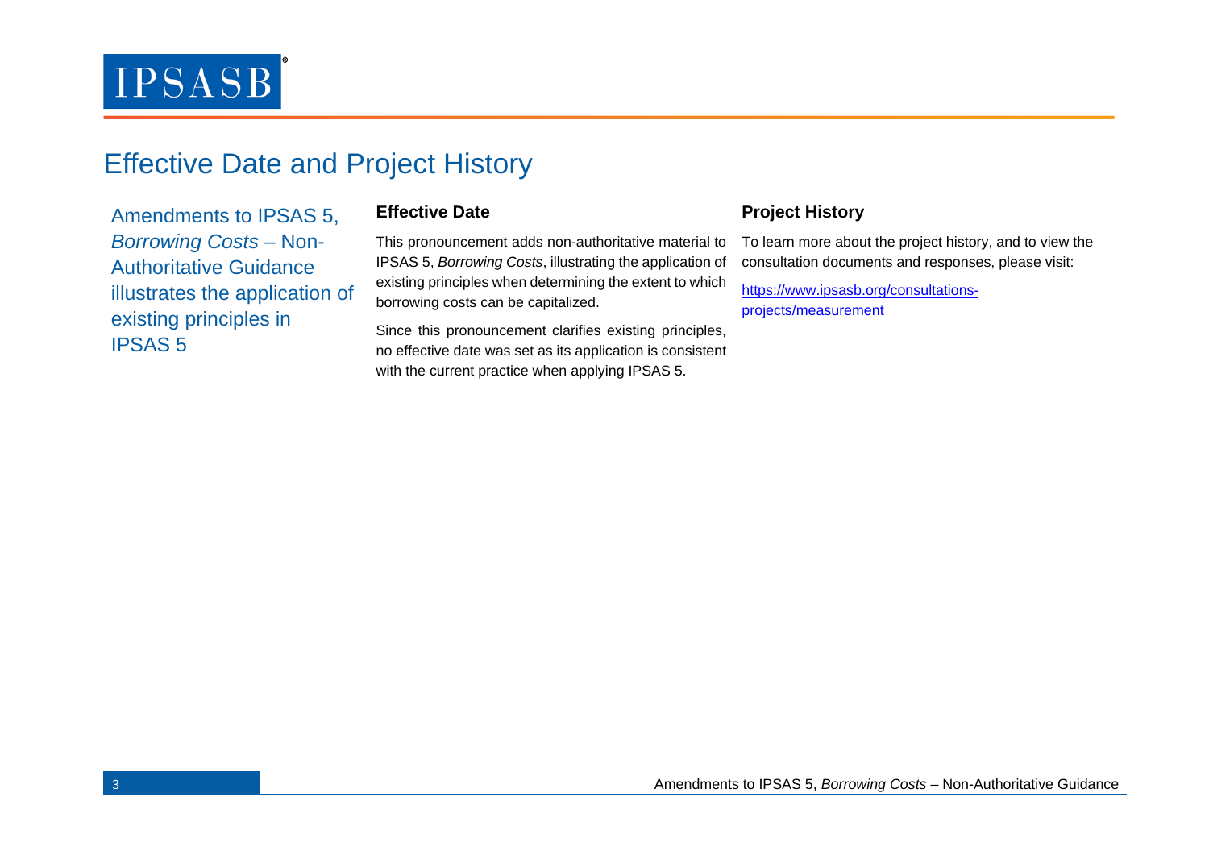# Effective Date and Project History

Amendments to IPSAS 5, *Borrowing Costs* – Non-Authoritative Guidance illustrates the application of existing principles in IPSAS 5

## Effective Date

This pronouncement adds non-authoritative material to IPSAS 5, *Borrowing Costs*, illustrating the application of existing principles when determining the extent to which borrowing costs can be capitalized.

Since this pronouncement clarifies existing principles, no effective date was set as its application is consistent with the current practice when applying IPSAS 5.

## Project History

To learn more about the project history, and to view the consultation documents and responses, please visit:

[https://www.ipsasb.org/consultations-projects/measurement](https://www.ipsasb.org/consultations-projects/measurement)